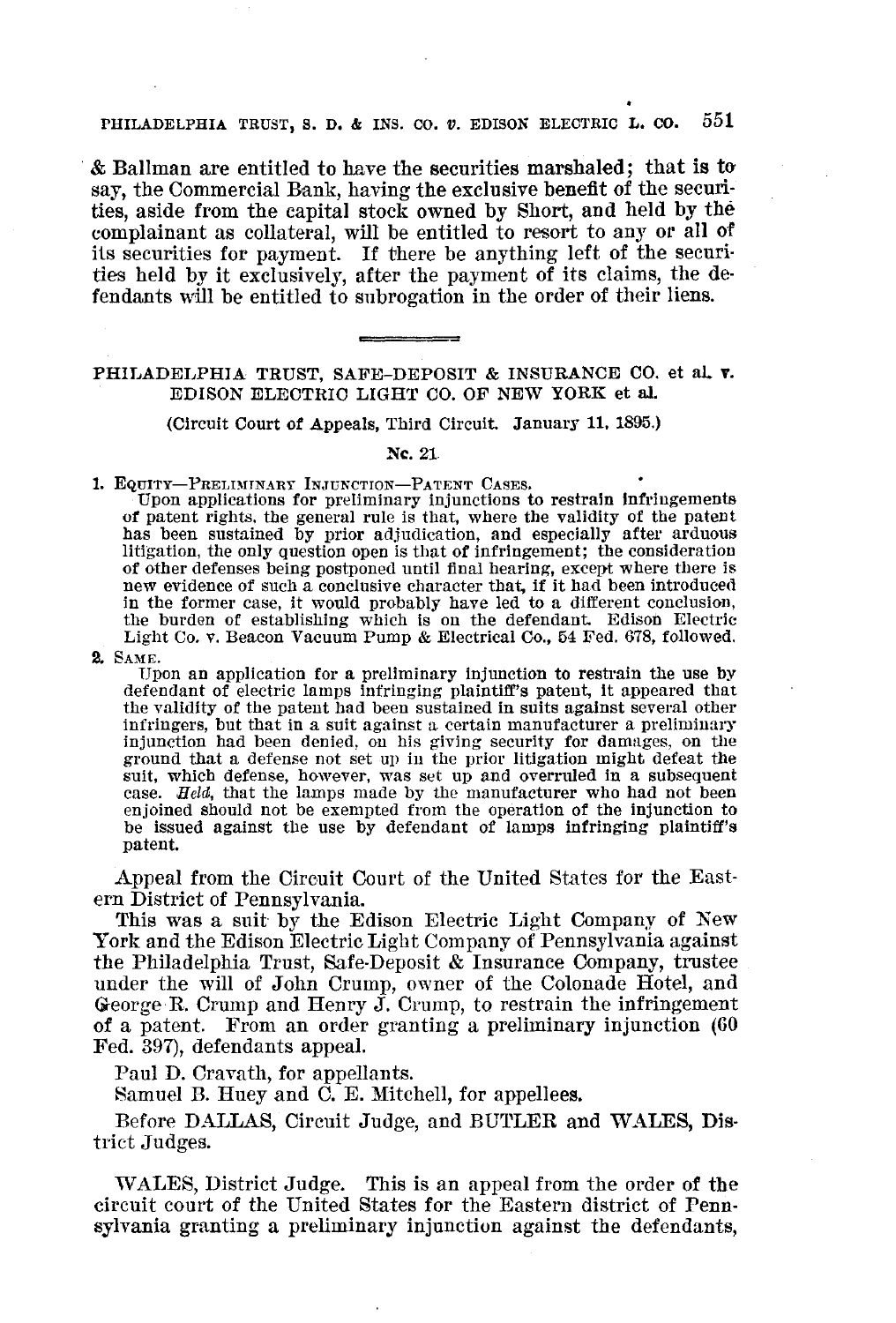& Ballman are entitled to have the securities marshaled; that is to say, the Commercial Bank, having the exclusive benefit of the securities, aside from the capital stock owned by Short, and held by the complainant as collateral, will be entitled to resort to any or all of its securities for payment. If there be anything left of the securities held by it exclusively, after the payment of its claims, the defendants will be entitled to subrogation in the order of their liens.

---

## PHILADELPHIA TRUST, SAFE-DEPOSIT & INSURANCE CO. et al. v. EDISON ELECTRIC LIGHT CO. OF NEW YORK et al.

(Circuit Court of Appeals, Third Circuit. January 11, 1895.)

No. 21.

1. EQUITY—PRELIMINARY INJUNCTION—PATENT CASES.

   Upon applications for preliminary injunctions to restrain infringements of patent rights, the general rule is that, where the validity of the patent has been sustained by prior adjudication, and especially after arduous litigation, the only question open is that of infringement; the consideration of other defenses being postponed until final hearing, except where there is new evidence of such a conclusive character that, if it had been introduced in the former case, it would probably have led to a different conclusion, the burden of establishing which is on the defendant. Edison Electric Light Co. v. Beacon Vacuum Pump & Electrical Co., 54 Fed. 678, followed.

2. SAME.

   Upon an application for a preliminary injunction to restrain the use by defendant of electric lamps infringing plaintiff's patent, it appeared that the validity of the patent had been sustained in suits against several other infringers, but that in a suit against a certain manufacturer a preliminary injunction had been denied, on his giving security for damages, on the ground that a defense not set up in the prior litigation might defeat the suit, which defense, however, was set up and overruled in a subsequent case. *Held*, that the lamps made by the manufacturer who had not been enjoined should not be exempted from the operation of the injunction to be issued against the use by defendant of lamps infringing plaintiff's patent.

Appeal from the Circuit Court of the United States for the Eastern District of Pennsylvania.

This was a suit by the Edison Electric Light Company of New York and the Edison Electric Light Company of Pennsylvania against the Philadelphia Trust, Safe-Deposit & Insurance Company, trustee under the will of John Crump, owner of the Colonade Hotel, and George R. Crump and Henry J. Crump, to restrain the infringement of a patent. From an order granting a preliminary injunction (60 Fed. 397), defendants appeal.

Paul D. Cravath, for appellants.

Samuel B. Huey and C. E. Mitchell, for appellees.

Before DALLAS, Circuit Judge, and BUTLER and WALES, District Judges.

WALES, District Judge. This is an appeal from the order of the circuit court of the United States for the Eastern district of Pennsylvania granting a preliminary injunction against the defendants,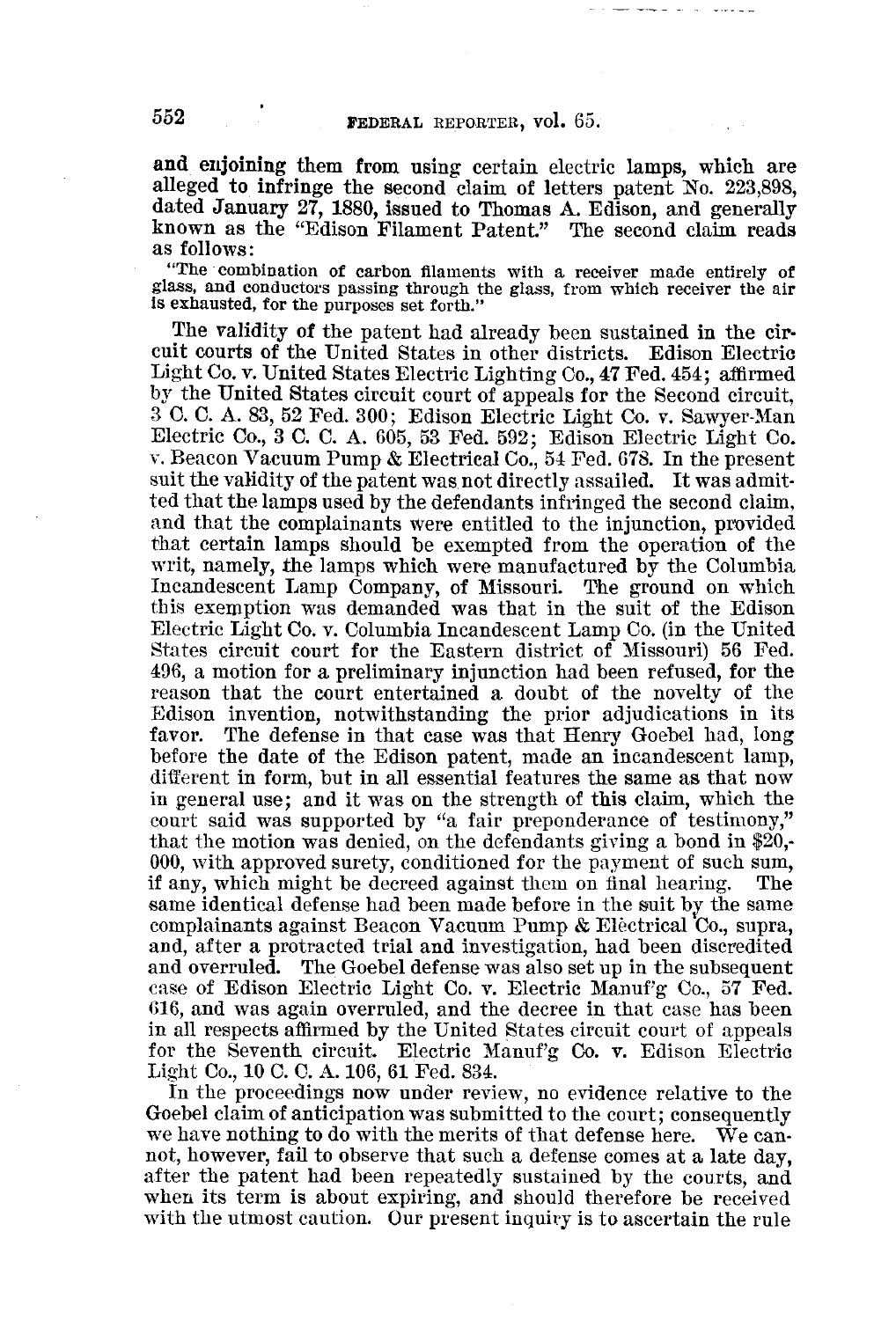and enjoining them from using certain electric lamps, which are alleged to infringe the second claim of letters patent No. 223,898, dated January 27, 1880, issued to Thomas A. Edison, and generally known as the "Edison Filament Patent." The second claim reads as follows:

> "The combination of carbon filaments with a receiver made entirely of glass, and conductors passing through the glass, from which receiver the air is exhausted, for the purposes set forth."

The validity of the patent had already been sustained in the circuit courts of the United States in other districts. Edison Electric Light Co. v. United States Electric Lighting Co., 47 Fed. 454; affirmed by the United States circuit court of appeals for the Second circuit, 3 C. C. A. 83, 52 Fed. 300; Edison Electric Light Co. v. Sawyer-Man Electric Co., 3 C. C. A. 605, 53 Fed. 592; Edison Electric Light Co. v. Beacon Vacuum Pump & Electrical Co., 54 Fed. 678. In the present suit the validity of the patent was not directly assailed. It was admitted that the lamps used by the defendants infringed the second claim, and that the complainants were entitled to the injunction, provided that certain lamps should be exempted from the operation of the writ, namely, the lamps which were manufactured by the Columbia Incandescent Lamp Company, of Missouri. The ground on which this exemption was demanded was that in the suit of the Edison Electric Light Co. v. Columbia Incandescent Lamp Co. (in the United States circuit court for the Eastern district of Missouri) 56 Fed. 496, a motion for a preliminary injunction had been refused, for the reason that the court entertained a doubt of the novelty of the Edison invention, notwithstanding the prior adjudications in its favor. The defense in that case was that Henry Goebel had, long before the date of the Edison patent, made an incandescent lamp, different in form, but in all essential features the same as that now in general use; and it was on the strength of this claim, which the court said was supported by "a fair preponderance of testimony," that the motion was denied, on the defendants giving a bond in $20,000, with approved surety, conditioned for the payment of such sum, if any, which might be decreed against them on final hearing. The same identical defense had been made before in the suit by the same complainants against Beacon Vacuum Pump & Electrical Co., supra, and, after a protracted trial and investigation, had been discredited and overruled. The Goebel defense was also set up in the subsequent case of Edison Electric Light Co. v. Electric Manuf'g Co., 57 Fed. 616, and was again overruled, and the decree in that case has been in all respects affirmed by the United States circuit court of appeals for the Seventh circuit. Electric Manuf'g Co. v. Edison Electric Light Co., 10 C. C. A. 106, 61 Fed. 834.

In the proceedings now under review, no evidence relative to the Goebel claim of anticipation was submitted to the court; consequently we have nothing to do with the merits of that defense here. We cannot, however, fail to observe that such a defense comes at a late day, after the patent had been repeatedly sustained by the courts, and when its term is about expiring, and should therefore be received with the utmost caution. Our present inquiry is to ascertain the rule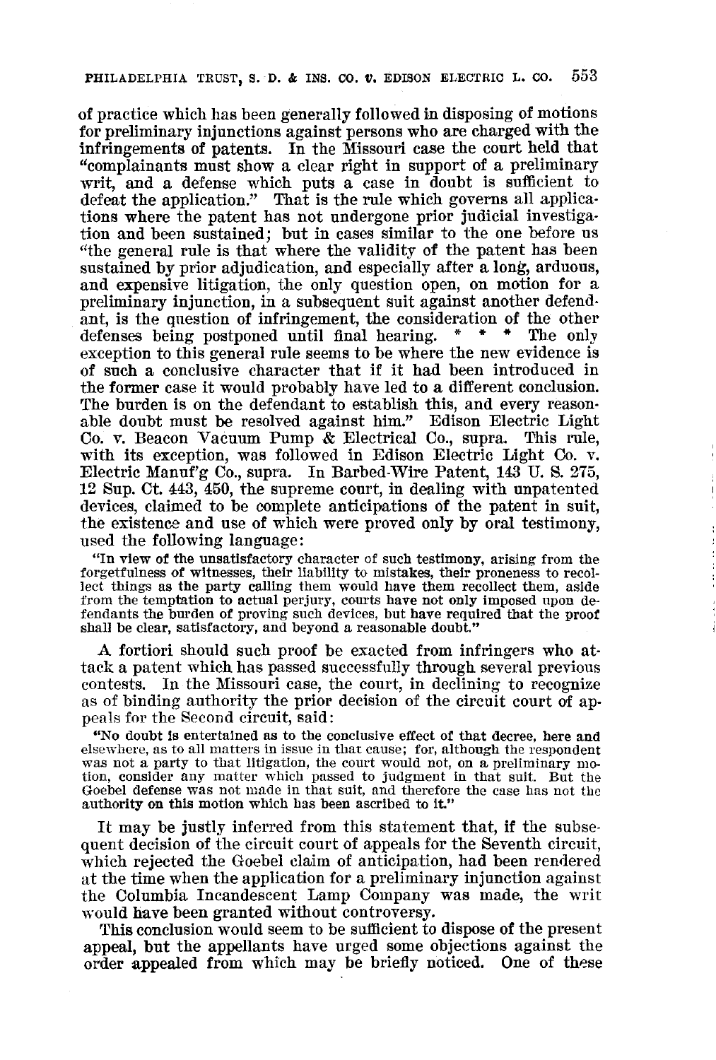of practice which has been generally followed in disposing of motions for preliminary injunctions against persons who are charged with the infringements of patents. In the Missouri case the court held that "complainants must show a clear right in support of a preliminary writ, and a defense which puts a case in doubt is sufficient to defeat the application." That is the rule which governs all applications where the patent has not undergone prior judicial investigation and been sustained; but in cases similar to the one before us "the general rule is that where the validity of the patent has been sustained by prior adjudication, and especially after a long, arduous, and expensive litigation, the only question open, on motion for a preliminary injunction, in a subsequent suit against another defendant, is the question of infringement, the consideration of the other defenses being postponed until final hearing. * * * The only exception to this general rule seems to be where the new evidence is of such a conclusive character that if it had been introduced in the former case it would probably have led to a different conclusion. The burden is on the defendant to establish this, and every reasonable doubt must be resolved against him." Edison Electric Light Co. v. Beacon Vacuum Pump & Electrical Co., supra. This rule, with its exception, was followed in Edison Electric Light Co. v. Electric Manuf'g Co., supra. In Barbed-Wire Patent, 143 U. S. 275, 12 Sup. Ct. 443, 450, the supreme court, in dealing with unpatented devices, claimed to be complete anticipations of the patent in suit, the existence and use of which were proved only by oral testimony, used the following language:

> "In view of the unsatisfactory character of such testimony, arising from the forgetfulness of witnesses, their liability to mistakes, their proneness to recollect things as the party calling them would have them recollect them, aside from the temptation to actual perjury, courts have not only imposed upon defendants the burden of proving such devices, but have required that the proof shall be clear, satisfactory, and beyond a reasonable doubt."

A fortiori should such proof be exacted from infringers who attack a patent which has passed successfully through several previous contests. In the Missouri case, the court, in declining to recognize as of binding authority the prior decision of the circuit court of appeals for the Second circuit, said:

> "No doubt is entertained as to the conclusive effect of that decree, here and elsewhere, as to all matters in issue in that cause; for, although the respondent was not a party to that litigation, the court would not, on a preliminary motion, consider any matter which passed to judgment in that suit. But the Goebel defense was not made in that suit, and therefore the case has not the authority on this motion which has been ascribed to it."

It may be justly inferred from this statement that, if the subsequent decision of the circuit court of appeals for the Seventh circuit, which rejected the Goebel claim of anticipation, had been rendered at the time when the application for a preliminary injunction against the Columbia Incandescent Lamp Company was made, the writ would have been granted without controversy.

This conclusion would seem to be sufficient to dispose of the present appeal, but the appellants have urged some objections against the order appealed from which may be briefly noticed. One of these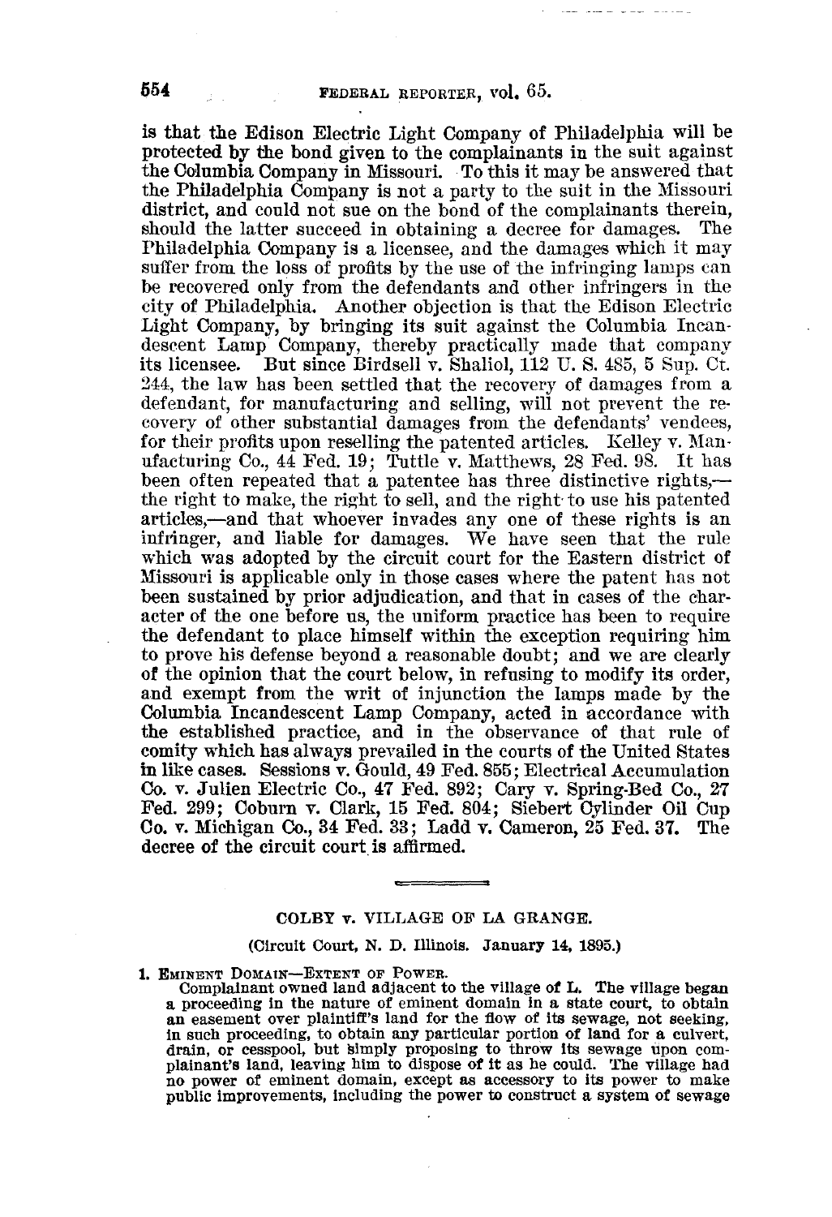is that the Edison Electric Light Company of Philadelphia will be protected by the bond given to the complainants in the suit against the Columbia Company in Missouri. To this it may be answered that the Philadelphia Company is not a party to the suit in the Missouri district, and could not sue on the bond of the complainants therein, should the latter succeed in obtaining a decree for damages. The Philadelphia Company is a licensee, and the damages which it may suffer from the loss of profits by the use of the infringing lamps can be recovered only from the defendants and other infringers in the city of Philadelphia. Another objection is that the Edison Electric Light Company, by bringing its suit against the Columbia Incandescent Lamp Company, thereby practically made that company its licensee. But since Birdsell v. Shaliol, 112 U. S. 485, 5 Sup. Ct. 244, the law has been settled that the recovery of damages from a defendant, for manufacturing and selling, will not prevent the recovery of other substantial damages from the defendants' vendees, for their profits upon reselling the patented articles. Kelley v. Manufacturing Co., 44 Fed. 19; Tuttle v. Matthews, 28 Fed. 98. It has been often repeated that a patentee has three distinctive rights,—the right to make, the right to sell, and the right to use his patented articles,—and that whoever invades any one of these rights is an infringer, and liable for damages. We have seen that the rule which was adopted by the circuit court for the Eastern district of Missouri is applicable only in those cases where the patent has not been sustained by prior adjudication, and that in cases of the character of the one before us, the uniform practice has been to require the defendant to place himself within the exception requiring him to prove his defense beyond a reasonable doubt; and we are clearly of the opinion that the court below, in refusing to modify its order, and exempt from the writ of injunction the lamps made by the Columbia Incandescent Lamp Company, acted in accordance with the established practice, and in the observance of that rule of comity which has always prevailed in the courts of the United States in like cases. Sessions v. Gould, 49 Fed. 855; Electrical Accumulation Co. v. Julien Electric Co., 47 Fed. 892; Cary v. Spring-Bed Co., 27 Fed. 299; Coburn v. Clark, 15 Fed. 804; Siebert Cylinder Oil Cup Co. v. Michigan Co., 34 Fed. 33; Ladd v. Cameron, 25 Fed. 37. The decree of the circuit court is affirmed.

---

## COLBY v. VILLAGE OF LA GRANGE.

(Circuit Court, N. D. Illinois. January 14, 1895.)

1. EMINENT DOMAIN—EXTENT OF POWER.

   Complainant owned land adjacent to the village of L. The village began a proceeding in the nature of eminent domain in a state court, to obtain an easement over plaintiff's land for the flow of its sewage, not seeking, in such proceeding, to obtain any particular portion of land for a culvert, drain, or cesspool, but simply proposing to throw its sewage upon complainant's land, leaving him to dispose of it as he could. The village had no power of eminent domain, except as accessory to its power to make public improvements, including the power to construct a system of sewage